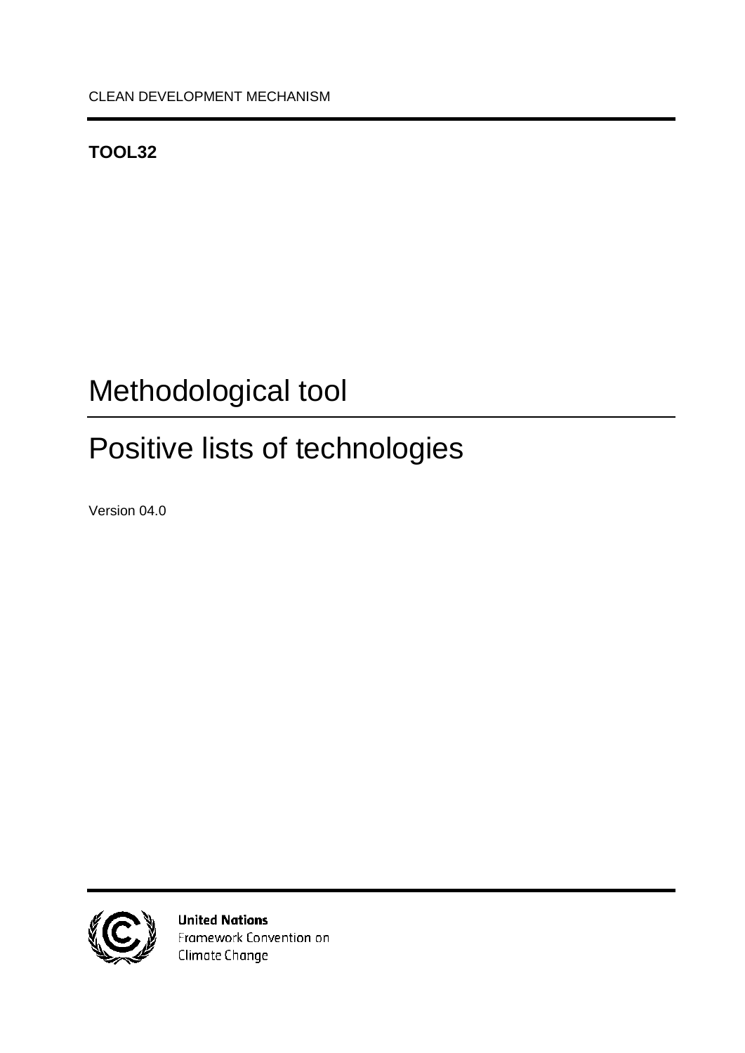CLEAN DEVELOPMENT MECHANISM

**TOOL32**

# Methodological tool

# Positive lists of technologies

Version 04.0

**United Nations**
Framework Convention on
Climate Change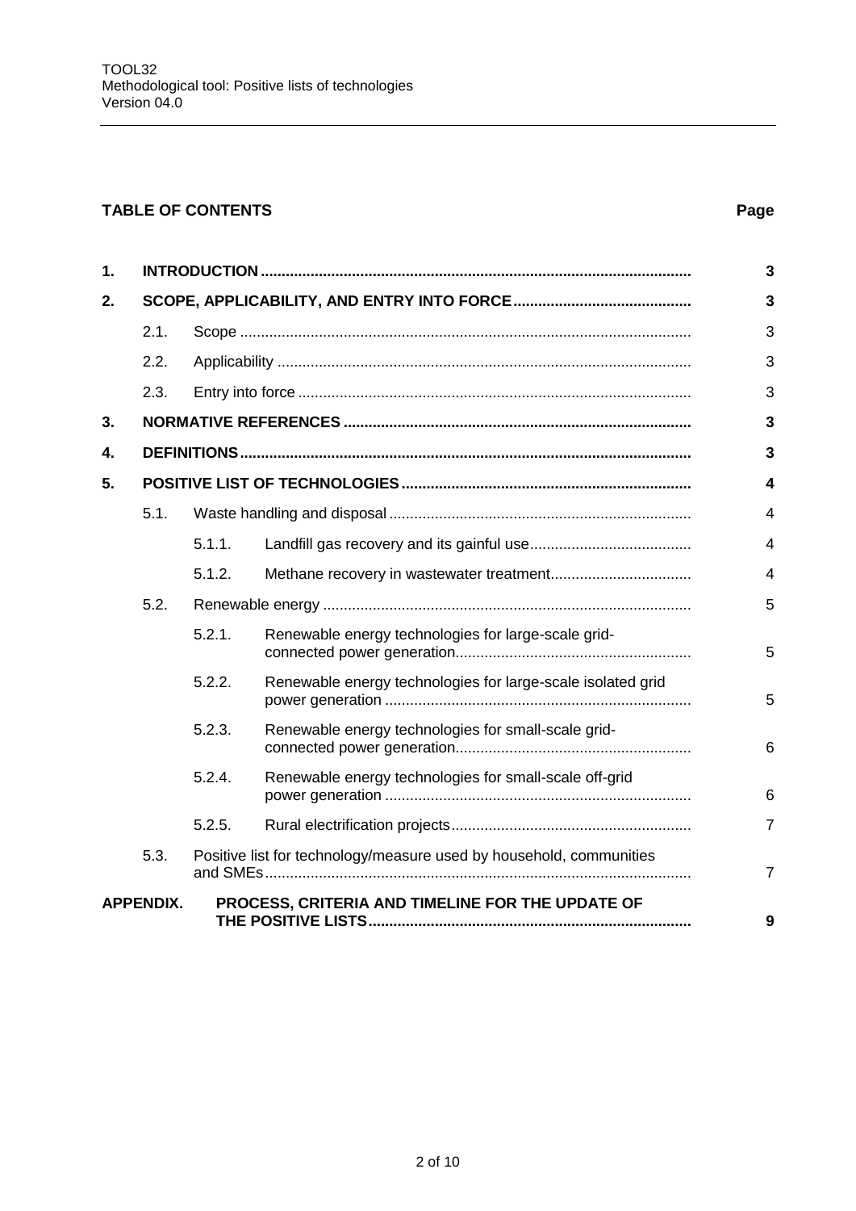**TABLE OF CONTENTS** **Page**

| | | | Page |
|---|---|---|---|
| **1.** | **INTRODUCTION** | | **3** |
| **2.** | **SCOPE, APPLICABILITY, AND ENTRY INTO FORCE** | | **3** |
| | 2.1. | Scope | 3 |
| | 2.2. | Applicability | 3 |
| | 2.3. | Entry into force | 3 |
| **3.** | **NORMATIVE REFERENCES** | | **3** |
| **4.** | **DEFINITIONS** | | **3** |
| **5.** | **POSITIVE LIST OF TECHNOLOGIES** | | **4** |
| | 5.1. | Waste handling and disposal | 4 |
| | | 5.1.1. Landfill gas recovery and its gainful use | 4 |
| | | 5.1.2. Methane recovery in wastewater treatment | 4 |
| | 5.2. | Renewable energy | 5 |
| | | 5.2.1. Renewable energy technologies for large-scale grid-connected power generation | 5 |
| | | 5.2.2. Renewable energy technologies for large-scale isolated grid power generation | 5 |
| | | 5.2.3. Renewable energy technologies for small-scale grid-connected power generation | 6 |
| | | 5.2.4. Renewable energy technologies for small-scale off-grid power generation | 6 |
| | | 5.2.5. Rural electrification projects | 7 |
| | 5.3. | Positive list for technology/measure used by household, communities and SMEs | 7 |
| **APPENDIX.** | **PROCESS, CRITERIA AND TIMELINE FOR THE UPDATE OF THE POSITIVE LISTS** | | **9** |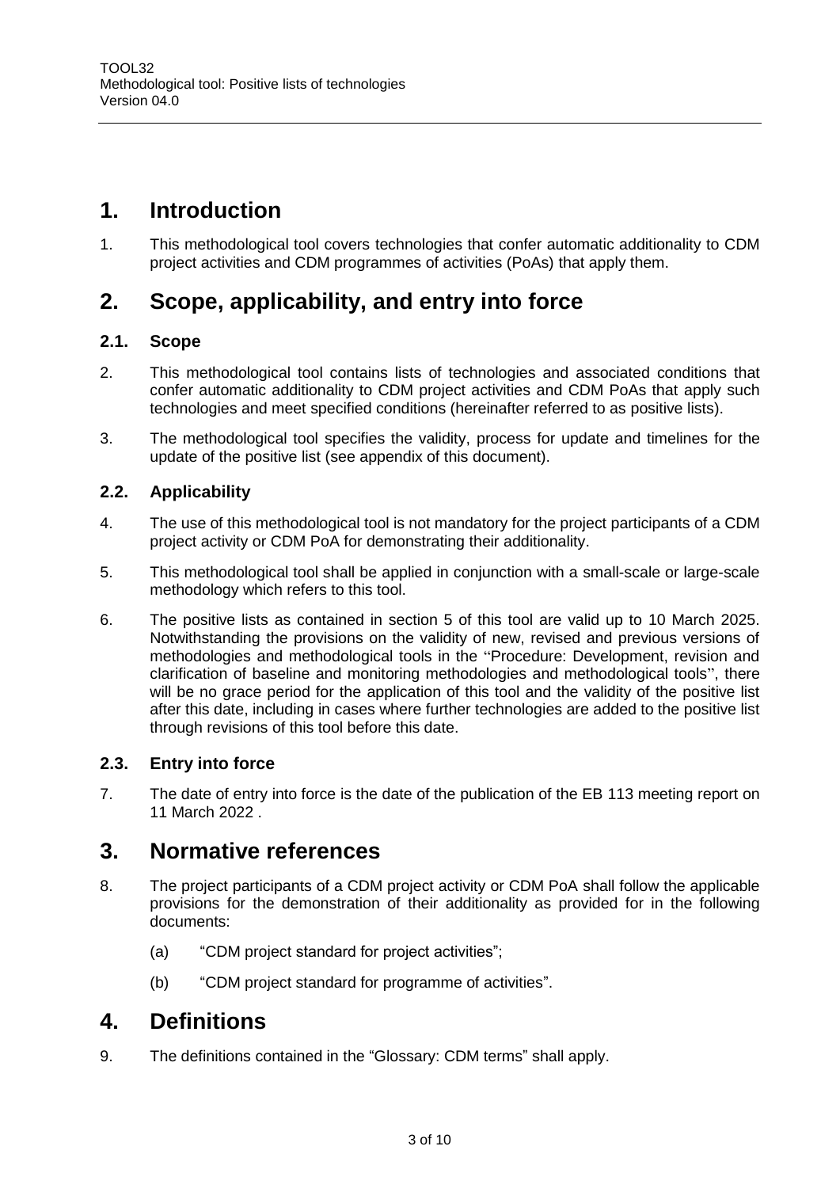# 1. Introduction

1. This methodological tool covers technologies that confer automatic additionality to CDM project activities and CDM programmes of activities (PoAs) that apply them.

# 2. Scope, applicability, and entry into force

## 2.1. Scope

2. This methodological tool contains lists of technologies and associated conditions that confer automatic additionality to CDM project activities and CDM PoAs that apply such technologies and meet specified conditions (hereinafter referred to as positive lists).

3. The methodological tool specifies the validity, process for update and timelines for the update of the positive list (see appendix of this document).

## 2.2. Applicability

4. The use of this methodological tool is not mandatory for the project participants of a CDM project activity or CDM PoA for demonstrating their additionality.

5. This methodological tool shall be applied in conjunction with a small-scale or large-scale methodology which refers to this tool.

6. The positive lists as contained in section 5 of this tool are valid up to 10 March 2025. Notwithstanding the provisions on the validity of new, revised and previous versions of methodologies and methodological tools in the "Procedure: Development, revision and clarification of baseline and monitoring methodologies and methodological tools", there will be no grace period for the application of this tool and the validity of the positive list after this date, including in cases where further technologies are added to the positive list through revisions of this tool before this date.

## 2.3. Entry into force

7. The date of entry into force is the date of the publication of the EB 113 meeting report on 11 March 2022 .

# 3. Normative references

8. The project participants of a CDM project activity or CDM PoA shall follow the applicable provisions for the demonstration of their additionality as provided for in the following documents:

   (a) "CDM project standard for project activities";

   (b) "CDM project standard for programme of activities".

# 4. Definitions

9. The definitions contained in the "Glossary: CDM terms" shall apply.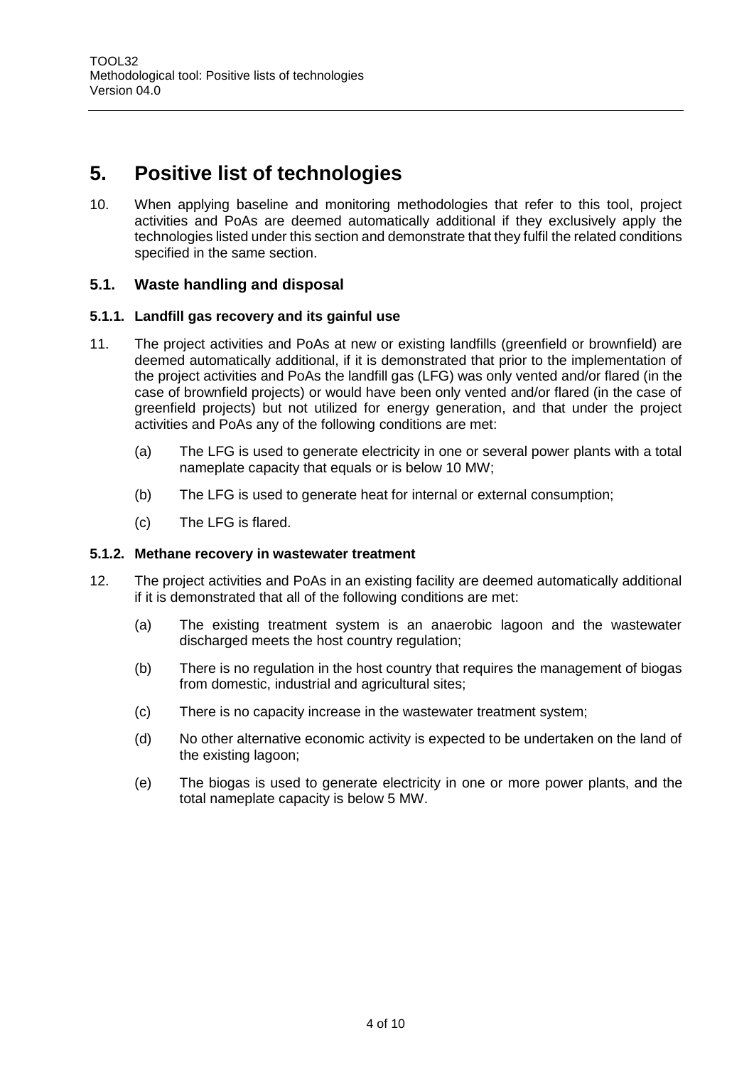# 5. Positive list of technologies

10. When applying baseline and monitoring methodologies that refer to this tool, project activities and PoAs are deemed automatically additional if they exclusively apply the technologies listed under this section and demonstrate that they fulfil the related conditions specified in the same section.

## 5.1. Waste handling and disposal

### 5.1.1. Landfill gas recovery and its gainful use

11. The project activities and PoAs at new or existing landfills (greenfield or brownfield) are deemed automatically additional, if it is demonstrated that prior to the implementation of the project activities and PoAs the landfill gas (LFG) was only vented and/or flared (in the case of brownfield projects) or would have been only vented and/or flared (in the case of greenfield projects) but not utilized for energy generation, and that under the project activities and PoAs any of the following conditions are met:

    (a) The LFG is used to generate electricity in one or several power plants with a total nameplate capacity that equals or is below 10 MW;

    (b) The LFG is used to generate heat for internal or external consumption;

    (c) The LFG is flared.

### 5.1.2. Methane recovery in wastewater treatment

12. The project activities and PoAs in an existing facility are deemed automatically additional if it is demonstrated that all of the following conditions are met:

    (a) The existing treatment system is an anaerobic lagoon and the wastewater discharged meets the host country regulation;

    (b) There is no regulation in the host country that requires the management of biogas from domestic, industrial and agricultural sites;

    (c) There is no capacity increase in the wastewater treatment system;

    (d) No other alternative economic activity is expected to be undertaken on the land of the existing lagoon;

    (e) The biogas is used to generate electricity in one or more power plants, and the total nameplate capacity is below 5 MW.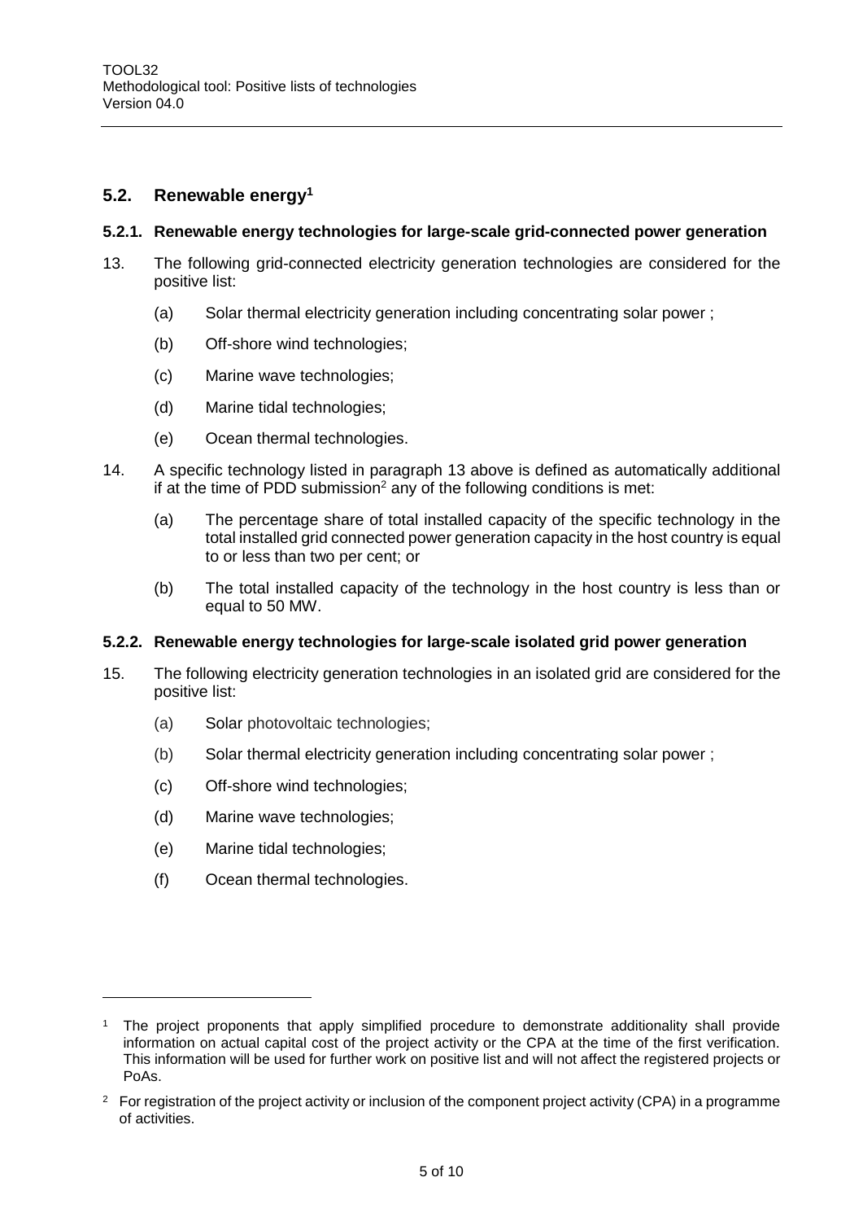## 5.2. Renewable energy[1]

### 5.2.1. Renewable energy technologies for large-scale grid-connected power generation

13. The following grid-connected electricity generation technologies are considered for the positive list:

    (a) Solar thermal electricity generation including concentrating solar power ;

    (b) Off-shore wind technologies;

    (c) Marine wave technologies;

    (d) Marine tidal technologies;

    (e) Ocean thermal technologies.

14. A specific technology listed in paragraph 13 above is defined as automatically additional if at the time of PDD submission[2] any of the following conditions is met:

    (a) The percentage share of total installed capacity of the specific technology in the total installed grid connected power generation capacity in the host country is equal to or less than two per cent; or

    (b) The total installed capacity of the technology in the host country is less than or equal to 50 MW.

### 5.2.2. Renewable energy technologies for large-scale isolated grid power generation

15. The following electricity generation technologies in an isolated grid are considered for the positive list:

    (a) Solar photovoltaic technologies;

    (b) Solar thermal electricity generation including concentrating solar power ;

    (c) Off-shore wind technologies;

    (d) Marine wave technologies;

    (e) Marine tidal technologies;

    (f) Ocean thermal technologies.

---

[1] The project proponents that apply simplified procedure to demonstrate additionality shall provide information on actual capital cost of the project activity or the CPA at the time of the first verification. This information will be used for further work on positive list and will not affect the registered projects or PoAs.

[2] For registration of the project activity or inclusion of the component project activity (CPA) in a programme of activities.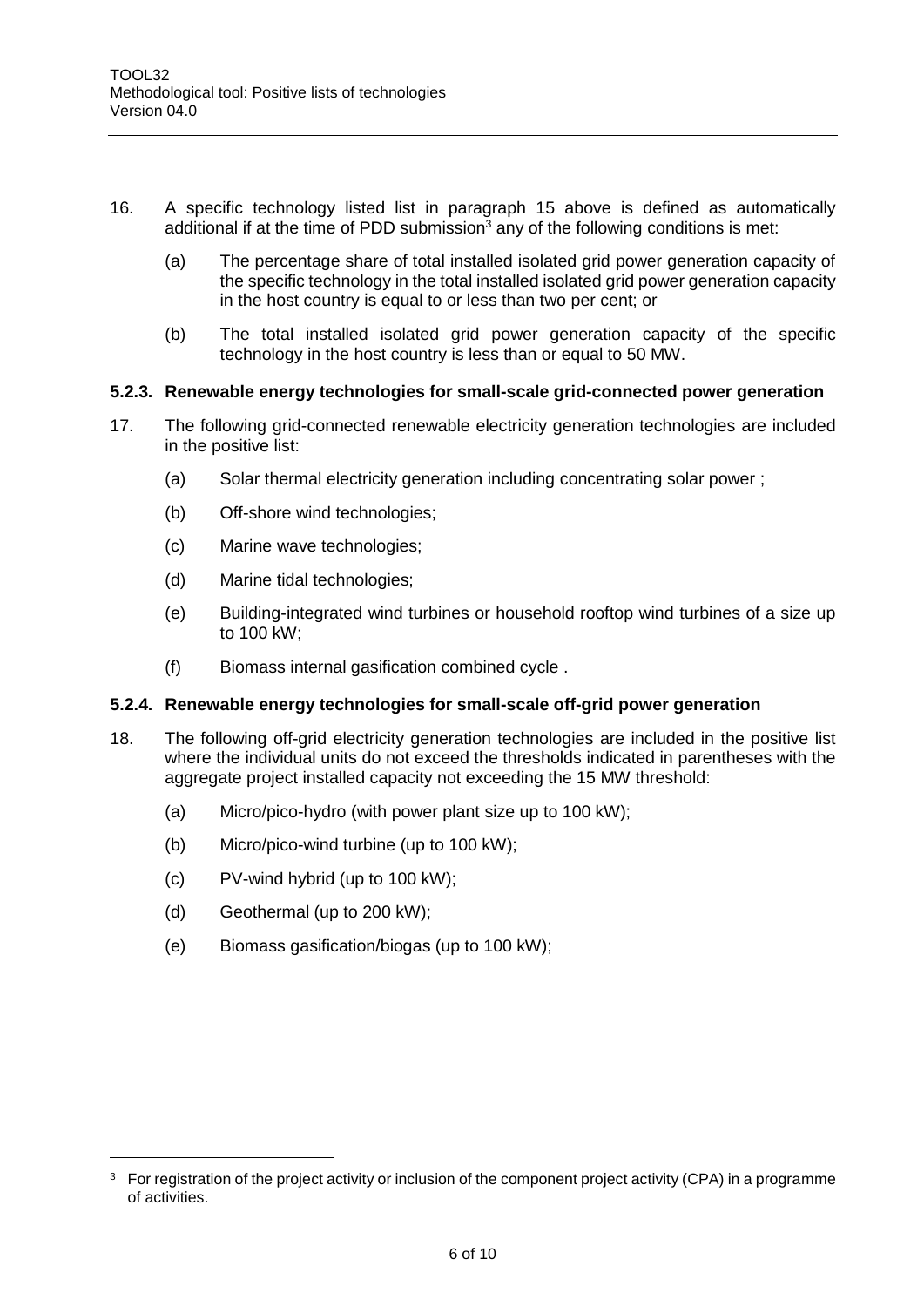16. A specific technology listed list in paragraph 15 above is defined as automatically additional if at the time of PDD submission[3] any of the following conditions is met:

    (a) The percentage share of total installed isolated grid power generation capacity of the specific technology in the total installed isolated grid power generation capacity in the host country is equal to or less than two per cent; or

    (b) The total installed isolated grid power generation capacity of the specific technology in the host country is less than or equal to 50 MW.

### 5.2.3. Renewable energy technologies for small-scale grid-connected power generation

17. The following grid-connected renewable electricity generation technologies are included in the positive list:

    (a) Solar thermal electricity generation including concentrating solar power ;

    (b) Off-shore wind technologies;

    (c) Marine wave technologies;

    (d) Marine tidal technologies;

    (e) Building-integrated wind turbines or household rooftop wind turbines of a size up to 100 kW;

    (f) Biomass internal gasification combined cycle .

### 5.2.4. Renewable energy technologies for small-scale off-grid power generation

18. The following off-grid electricity generation technologies are included in the positive list where the individual units do not exceed the thresholds indicated in parentheses with the aggregate project installed capacity not exceeding the 15 MW threshold:

    (a) Micro/pico-hydro (with power plant size up to 100 kW);

    (b) Micro/pico-wind turbine (up to 100 kW);

    (c) PV-wind hybrid (up to 100 kW);

    (d) Geothermal (up to 200 kW);

    (e) Biomass gasification/biogas (up to 100 kW);

---

[3] For registration of the project activity or inclusion of the component project activity (CPA) in a programme of activities.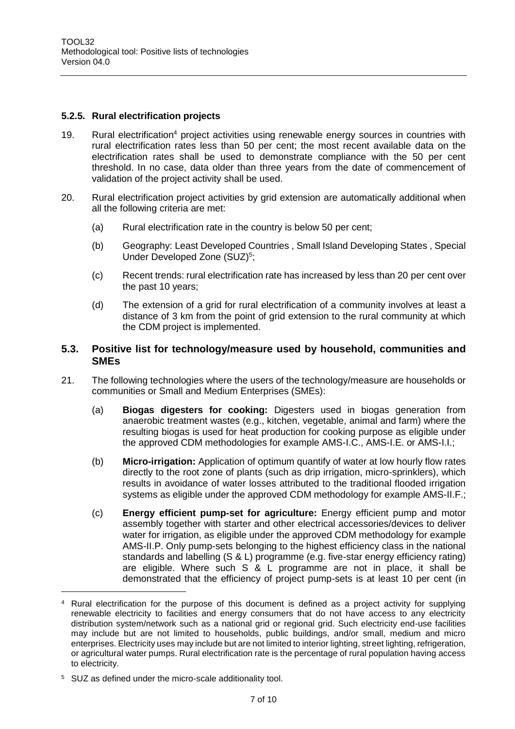### 5.2.5. Rural electrification projects

19. Rural electrification[4] project activities using renewable energy sources in countries with rural electrification rates less than 50 per cent; the most recent available data on the electrification rates shall be used to demonstrate compliance with the 50 per cent threshold. In no case, data older than three years from the date of commencement of validation of the project activity shall be used.

20. Rural electrification project activities by grid extension are automatically additional when all the following criteria are met:

    (a) Rural electrification rate in the country is below 50 per cent;

    (b) Geography: Least Developed Countries , Small Island Developing States , Special Under Developed Zone (SUZ)[5];

    (c) Recent trends: rural electrification rate has increased by less than 20 per cent over the past 10 years;

    (d) The extension of a grid for rural electrification of a community involves at least a distance of 3 km from the point of grid extension to the rural community at which the CDM project is implemented.

## 5.3. Positive list for technology/measure used by household, communities and SMEs

21. The following technologies where the users of the technology/measure are households or communities or Small and Medium Enterprises (SMEs):

    (a) **Biogas digesters for cooking:** Digesters used in biogas generation from anaerobic treatment wastes (e.g., kitchen, vegetable, animal and farm) where the resulting biogas is used for heat production for cooking purpose as eligible under the approved CDM methodologies for example AMS-I.C., AMS-I.E. or AMS-I.I.;

    (b) **Micro-irrigation:** Application of optimum quantify of water at low hourly flow rates directly to the root zone of plants (such as drip irrigation, micro-sprinklers), which results in avoidance of water losses attributed to the traditional flooded irrigation systems as eligible under the approved CDM methodology for example AMS-II.F.;

    (c) **Energy efficient pump-set for agriculture:** Energy efficient pump and motor assembly together with starter and other electrical accessories/devices to deliver water for irrigation, as eligible under the approved CDM methodology for example AMS-II.P. Only pump-sets belonging to the highest efficiency class in the national standards and labelling (S & L) programme (e.g. five-star energy efficiency rating) are eligible. Where such S & L programme are not in place, it shall be demonstrated that the efficiency of project pump-sets is at least 10 per cent (in

---

[4] Rural electrification for the purpose of this document is defined as a project activity for supplying renewable electricity to facilities and energy consumers that do not have access to any electricity distribution system/network such as a national grid or regional grid. Such electricity end-use facilities may include but are not limited to households, public buildings, and/or small, medium and micro enterprises. Electricity uses may include but are not limited to interior lighting, street lighting, refrigeration, or agricultural water pumps. Rural electrification rate is the percentage of rural population having access to electricity.

[5] SUZ as defined under the micro-scale additionality tool.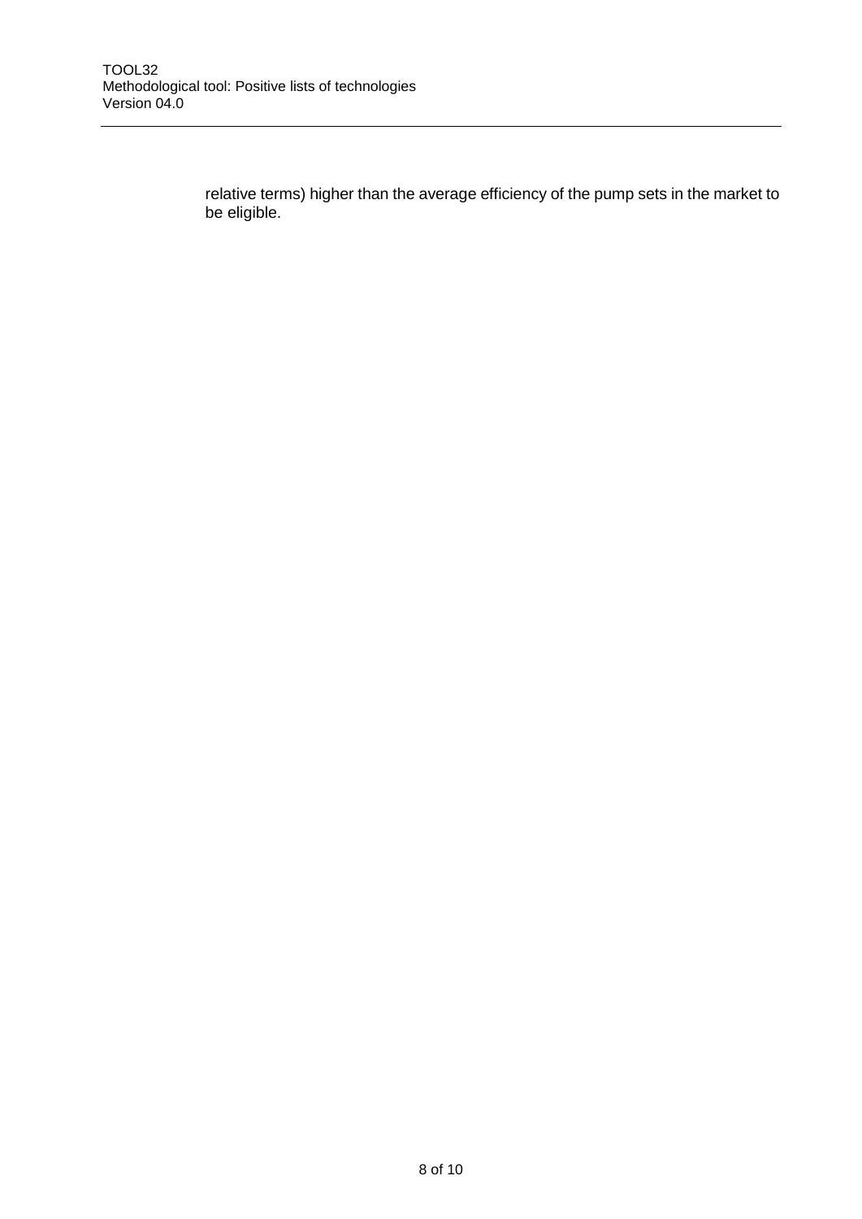relative terms) higher than the average efficiency of the pump sets in the market to be eligible.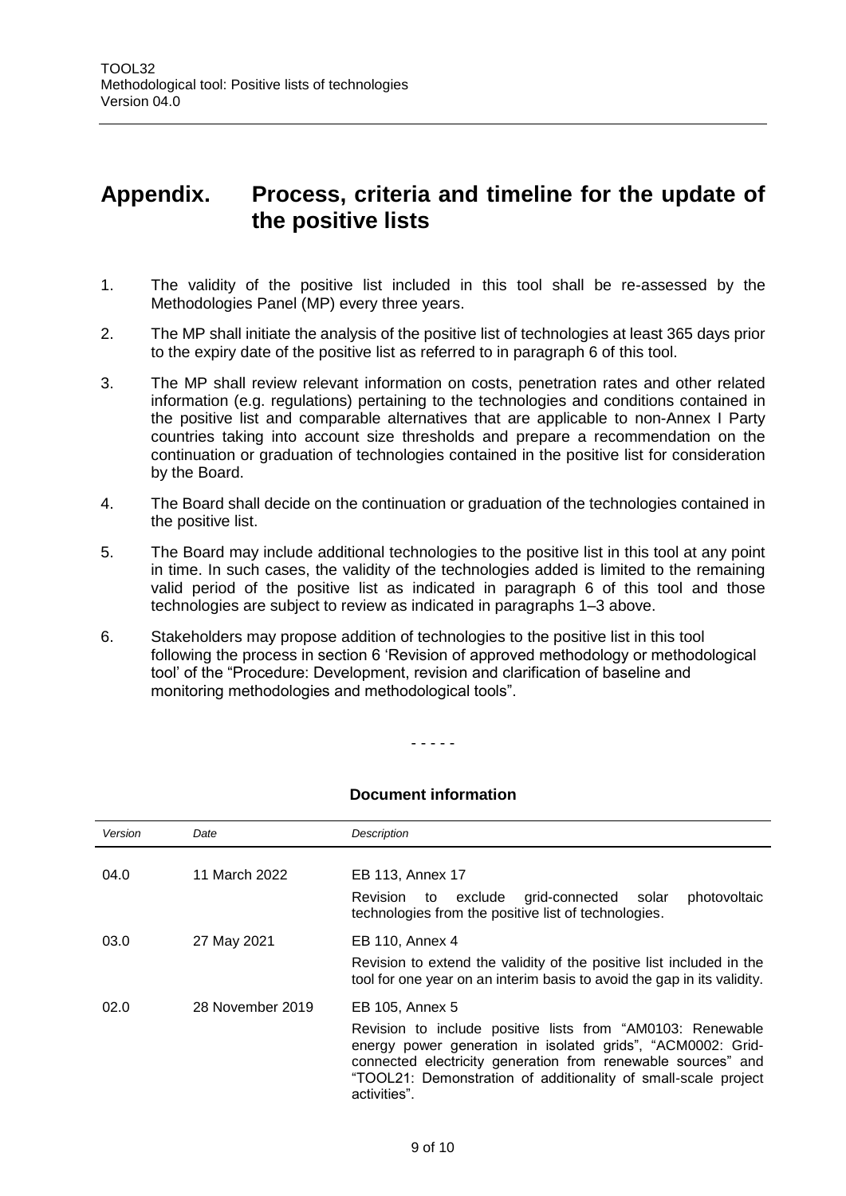# Appendix. Process, criteria and timeline for the update of the positive lists

1. The validity of the positive list included in this tool shall be re-assessed by the Methodologies Panel (MP) every three years.

2. The MP shall initiate the analysis of the positive list of technologies at least 365 days prior to the expiry date of the positive list as referred to in paragraph 6 of this tool.

3. The MP shall review relevant information on costs, penetration rates and other related information (e.g. regulations) pertaining to the technologies and conditions contained in the positive list and comparable alternatives that are applicable to non-Annex I Party countries taking into account size thresholds and prepare a recommendation on the continuation or graduation of technologies contained in the positive list for consideration by the Board.

4. The Board shall decide on the continuation or graduation of the technologies contained in the positive list.

5. The Board may include additional technologies to the positive list in this tool at any point in time. In such cases, the validity of the technologies added is limited to the remaining valid period of the positive list as indicated in paragraph 6 of this tool and those technologies are subject to review as indicated in paragraphs 1–3 above.

6. Stakeholders may propose addition of technologies to the positive list in this tool following the process in section 6 'Revision of approved methodology or methodological tool' of the "Procedure: Development, revision and clarification of baseline and monitoring methodologies and methodological tools".

- - - - -

**Document information**

| *Version* | *Date* | *Description* |
|---|---|---|
| 04.0 | 11 March 2022 | EB 113, Annex 17<br>Revision to exclude grid-connected solar photovoltaic technologies from the positive list of technologies. |
| 03.0 | 27 May 2021 | EB 110, Annex 4<br>Revision to extend the validity of the positive list included in the tool for one year on an interim basis to avoid the gap in its validity. |
| 02.0 | 28 November 2019 | EB 105, Annex 5<br>Revision to include positive lists from "AM0103: Renewable energy power generation in isolated grids", "ACM0002: Grid-connected electricity generation from renewable sources" and "TOOL21: Demonstration of additionality of small-scale project activities". |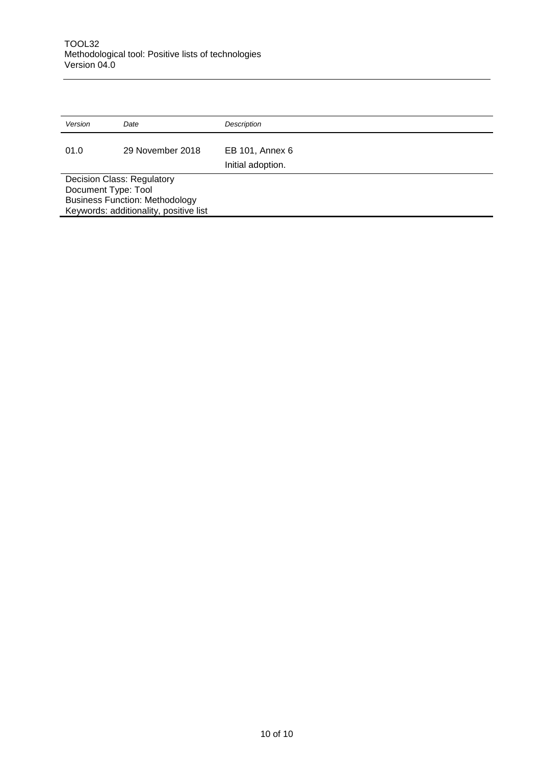| *Version* | *Date* | *Description* |
|---|---|---|
| 01.0 | 29 November 2018 | EB 101, Annex 6<br>Initial adoption. |

Decision Class: Regulatory
Document Type: Tool
Business Function: Methodology
Keywords: additionality, positive list